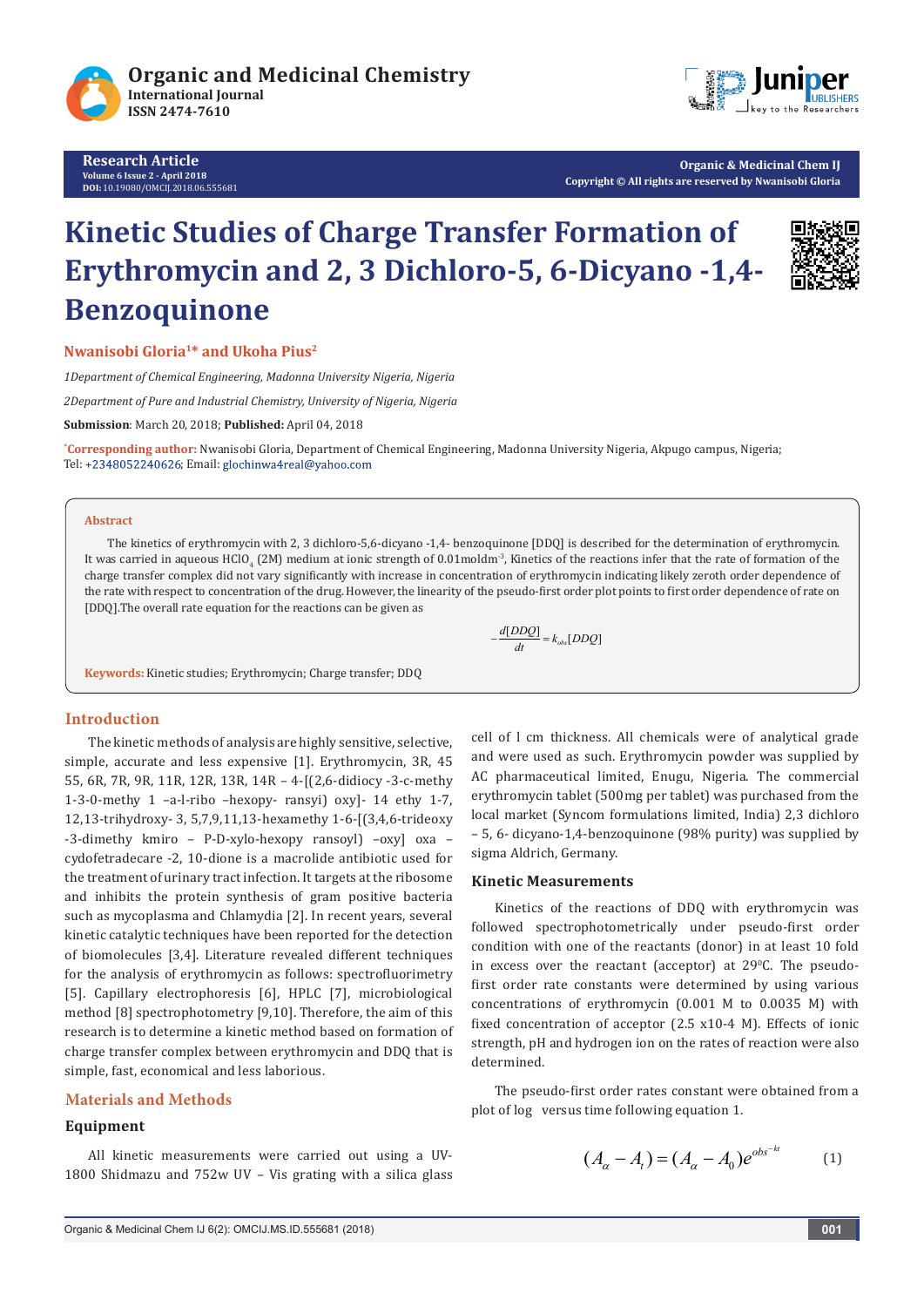Research Article

# Kinetic Studies of Charge Transfer Formation of Erythromycin and 2, 3 Dichloro-5, 6-Dicyano -1,4-Benzoquinone

**Nwanisobi Gloria[1]* and Ukoha Pius[2]**

*1Department of Chemical Engineering, Madonna University Nigeria, Nigeria*

*2Department of Pure and Industrial Chemistry, University of Nigeria, Nigeria*

**Submission**: March 20, 2018; **Published:** April 04, 2018

***Corresponding author:** Nwanisobi Gloria, Department of Chemical Engineering, Madonna University Nigeria, Akpugo campus, Nigeria; Tel: +2348052240626; Email: glochinwa4real@yahoo.com

## Abstract

The kinetics of erythromycin with 2, 3 dichloro-5,6-dicyano -1,4- benzoquinone [DDQ] is described for the determination of erythromycin. It was carried in aqueous $HClO_4$ (2M) medium at ionic strength of 0.01moldm$^{-3}$, Kinetics of the reactions infer that the rate of formation of the charge transfer complex did not vary significantly with increase in concentration of erythromycin indicating likely zeroth order dependence of the rate with respect to concentration of the drug. However, the linearity of the pseudo-first order plot points to first order dependence of rate on [DDQ].The overall rate equation for the reactions can be given as

$$-\frac{d[DDQ]}{dt} = k_{obs}[DDQ]$$

**Keywords:** Kinetic studies; Erythromycin; Charge transfer; DDQ

## Introduction

The kinetic methods of analysis are highly sensitive, selective, simple, accurate and less expensive [1]. Erythromycin, 3R, 45 55, 6R, 7R, 9R, 11R, 12R, 13R, 14R – 4-[(2,6-didiocy -3-c-methy 1-3-0-methy 1 –a-l-ribo –hexopy- ransyi) oxy]- 14 ethy 1-7, 12,13-trihydroxy- 3, 5,7,9,11,13-hexamethy 1-6-[(3,4,6-trideoxy -3-dimethy kmiro – P-D-xylo-hexopy ransoyl) –oxy] oxa – cydofetradecare -2, 10-dione is a macrolide antibiotic used for the treatment of urinary tract infection. It targets at the ribosome and inhibits the protein synthesis of gram positive bacteria such as mycoplasma and Chlamydia [2]. In recent years, several kinetic catalytic techniques have been reported for the detection of biomolecules [3,4]. Literature revealed different techniques for the analysis of erythromycin as follows: spectrofluorimetry [5]. Capillary electrophoresis [6], HPLC [7], microbiological method [8] spectrophotometry [9,10]. Therefore, the aim of this research is to determine a kinetic method based on formation of charge transfer complex between erythromycin and DDQ that is simple, fast, economical and less laborious.

## Materials and Methods

### Equipment

All kinetic measurements were carried out using a UV-1800 Shidmazu and 752w UV – Vis grating with a silica glass cell of l cm thickness. All chemicals were of analytical grade and were used as such. Erythromycin powder was supplied by AC pharmaceutical limited, Enugu, Nigeria. The commercial erythromycin tablet (500mg per tablet) was purchased from the local market (Syncom formulations limited, India) 2,3 dichloro – 5, 6- dicyano-1,4-benzoquinone (98% purity) was supplied by sigma Aldrich, Germany.

### Kinetic Measurements

Kinetics of the reactions of DDQ with erythromycin was followed spectrophotometrically under pseudo-first order condition with one of the reactants (donor) in at least 10 fold in excess over the reactant (acceptor) at 29$^0$C. The pseudo-first order rate constants were determined by using various concentrations of erythromycin (0.001 M to 0.0035 M) with fixed concentration of acceptor (2.5 x10-4 M). Effects of ionic strength, pH and hydrogen ion on the rates of reaction were also determined.

The pseudo-first order rates constant were obtained from a plot of log versus time following equation 1.

$$(A_\alpha - A_t) = (A_\alpha - A_0)e^{obs^{-kt}} \quad (1)$$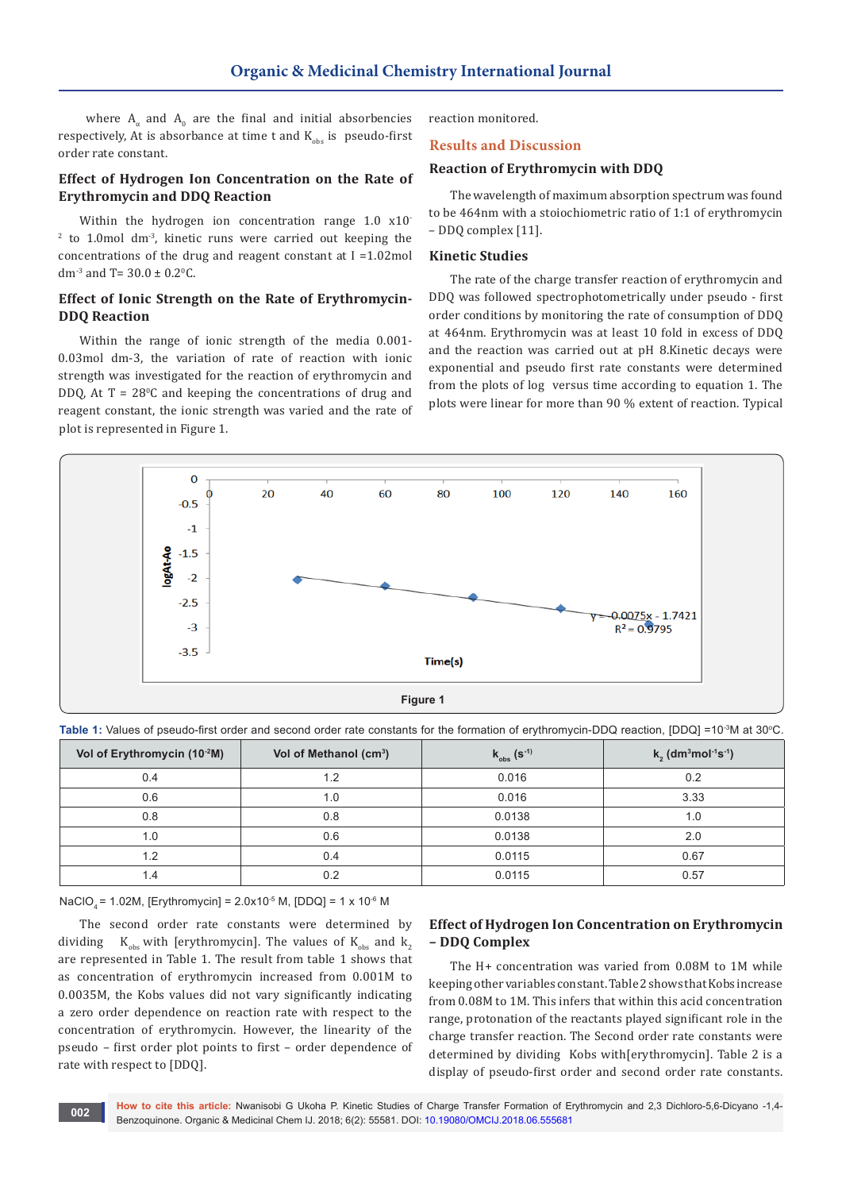where $A_\alpha$ and $A_0$ are the final and initial absorbencies respectively, At is absorbance at time t and $K_{obs}$ is pseudo-first order rate constant.

### Effect of Hydrogen Ion Concentration on the Rate of Erythromycin and DDQ Reaction

Within the hydrogen ion concentration range 1.0 x10$^{-2}$ to 1.0mol dm$^{-3}$, kinetic runs were carried out keeping the concentrations of the drug and reagent constant at I =1.02mol dm$^{-3}$ and T= 30.0 ± 0.2$^0$C.

### Effect of Ionic Strength on the Rate of Erythromycin-DDQ Reaction

Within the range of ionic strength of the media 0.001-0.03mol dm-3, the variation of rate of reaction with ionic strength was investigated for the reaction of erythromycin and DDQ, At T = 28$^0$C and keeping the concentrations of drug and reagent constant, the ionic strength was varied and the rate of reaction monitored.

## Results and Discussion

### Reaction of Erythromycin with DDQ

The wavelength of maximum absorption spectrum was found to be 464nm with a stoichiometric ratio of 1:1 of erythromycin – DDQ complex [11].

### Kinetic Studies

The rate of the charge transfer reaction of erythromycin and DDQ was followed spectrophotometrically under pseudo - first order conditions by monitoring the rate of consumption of DDQ at 464nm. Erythromycin was at least 10 fold in excess of DDQ and the reaction was carried out at pH 8.Kinetic decays were exponential and pseudo first rate constants were determined from the plots of log versus time according to equation 1. The plots were linear for more than 90 % extent of reaction. Typical plot is represented in Figure 1.

Figure 1

**Table 1:** Values of pseudo-first order and second order rate constants for the formation of erythromycin-DDQ reaction, [DDQ] =10$^{-3}$M at 30$^o$C.

| Vol of Erythromycin ($10^{-2}$M) | Vol of Methanol (cm$^3$) | $k_{obs}$ ($s^{-1}$) | $k_2$ ($dm^3mol^{-1}s^{-1}$) |
|---|---|---|---|
| 0.4 | 1.2 | 0.016 | 0.2 |
| 0.6 | 1.0 | 0.016 | 3.33 |
| 0.8 | 0.8 | 0.0138 | 1.0 |
| 1.0 | 0.6 | 0.0138 | 2.0 |
| 1.2 | 0.4 | 0.0115 | 0.67 |
| 1.4 | 0.2 | 0.0115 | 0.57 |

$NaClO_4$ = 1.02M, [Erythromycin] = 2.0x10$^{-5}$ M, [DDQ] = 1 x 10$^{-6}$ M

The second order rate constants were determined by dividing $K_{obs}$ with [erythromycin]. The values of $K_{obs}$ and $k_2$ are represented in Table 1. The result from table 1 shows that as concentration of erythromycin increased from 0.001M to 0.0035M, the Kobs values did not vary significantly indicating a zero order dependence on reaction rate with respect to the concentration of erythromycin. However, the linearity of the pseudo – first order plot points to first – order dependence of rate with respect to [DDQ].

### Effect of Hydrogen Ion Concentration on Erythromycin – DDQ Complex

The H+ concentration was varied from 0.08M to 1M while keeping other variables constant. Table 2 shows that Kobs increase from 0.08M to 1M. This infers that within this acid concentration range, protonation of the reactants played significant role in the charge transfer reaction. The Second order rate constants were determined by dividing Kobs with[erythromycin]. Table 2 is a display of pseudo-first order and second order rate constants.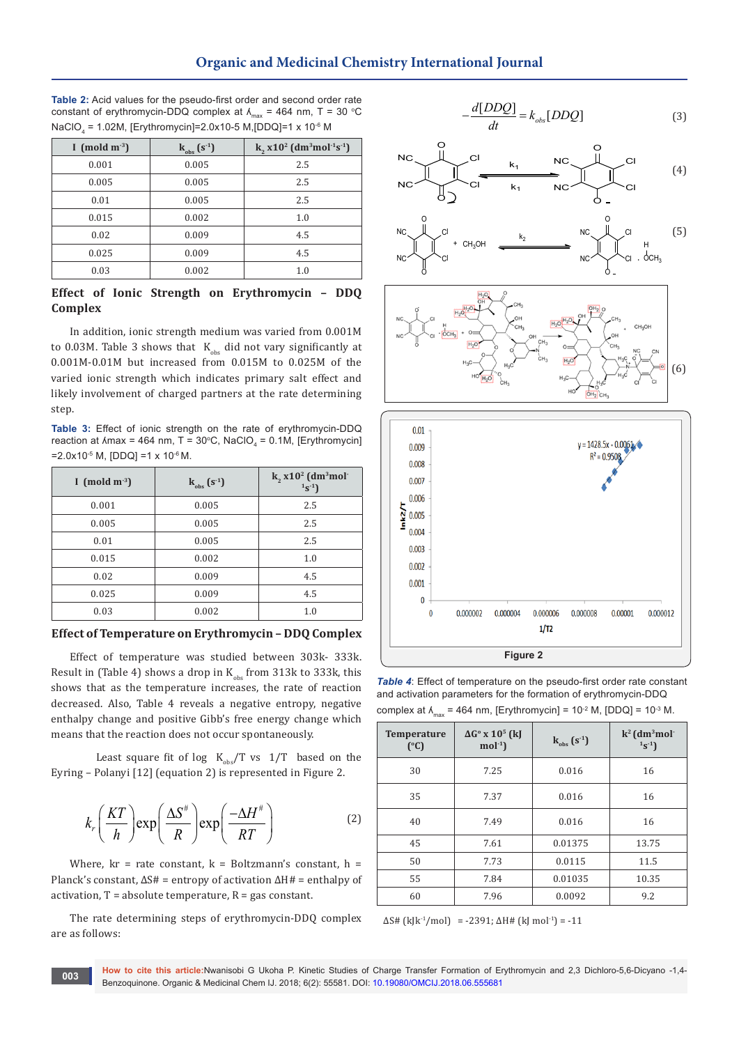**Table 2:** Acid values for the pseudo-first order and second order rate constant of erythromycin-DDQ complex at $\lambda_{max}$ = 464 nm, T = 30 °C $NaClO_4$ = 1.02M, [Erythromycin]=2.0x10-5 M,[DDQ]=1 x 10-6 M

| I (mold m-3) | $k_{obs}$ (s-1) | $k_2$ x10² (dm³mol-1s-1) |
|---|---|---|
| 0.001 | 0.005 | 2.5 |
| 0.005 | 0.005 | 2.5 |
| 0.01 | 0.005 | 2.5 |
| 0.015 | 0.002 | 1.0 |
| 0.02 | 0.009 | 4.5 |
| 0.025 | 0.009 | 4.5 |
| 0.03 | 0.002 | 1.0 |

### Effect of Ionic Strength on Erythromycin – DDQ Complex

In addition, ionic strength medium was varied from 0.001M to 0.03M. Table 3 shows that $K_{obs}$ did not vary significantly at 0.001M-0.01M but increased from 0.015M to 0.025M of the varied ionic strength which indicates primary salt effect and likely involvement of charged partners at the rate determining step.

**Table 3:** Effect of ionic strength on the rate of erythromycin-DDQ reaction at λmax = 464 nm, T = 30°C, $NaClO_4$ = 0.1M, [Erythromycin] =2.0x10-5 M, [DDQ] =1 x 10-6 M.

| I (mold m-3) | $k_{obs}$ (s-1) | $k_2$ x10² (dm³mol-1s-1) |
|---|---|---|
| 0.001 | 0.005 | 2.5 |
| 0.005 | 0.005 | 2.5 |
| 0.01 | 0.005 | 2.5 |
| 0.015 | 0.002 | 1.0 |
| 0.02 | 0.009 | 4.5 |
| 0.025 | 0.009 | 4.5 |
| 0.03 | 0.002 | 1.0 |

### Effect of Temperature on Erythromycin – DDQ Complex

Effect of temperature was studied between 303k- 333k. Result in (Table 4) shows a drop in $K_{obs}$ from 313k to 333k, this shows that as the temperature increases, the rate of reaction decreased. Also, Table 4 reveals a negative entropy, negative enthalpy change and positive Gibb's free energy change which means that the reaction does not occur spontaneously.

Least square fit of log $K_{obs}$/T vs 1/T based on the Eyring – Polanyi [12] (equation 2) is represented in Figure 2.

$$k_r\left(\frac{KT}{h}\right)\exp\left(\frac{\Delta S^{\#}}{R}\right)\exp\left(\frac{-\Delta H^{\#}}{RT}\right) \quad (2)$$

Where, kr = rate constant, k = Boltzmann's constant, h = Planck's constant, ΔS# = entropy of activation ΔH# = enthalpy of activation, T = absolute temperature, R = gas constant.

The rate determining steps of erythromycin-DDQ complex are as follows:

$$-\frac{d[DDQ]}{dt} = k_{obs}[DDQ] \quad (3)$$

(4)

(5)

(6)

Figure 2

**Table 4**: Effect of temperature on the pseudo-first order rate constant and activation parameters for the formation of erythromycin-DDQ complex at $\lambda_{max}$ = 464 nm, [Erythromycin] = 10-2 M, [DDQ] = 10-3 M.

| Temperature (°C) | ΔG° x 10⁵ (kJ mol-1) | $k_{obs}$ (s-1) | k² (dm³mol-1s-1) |
|---|---|---|---|
| 30 | 7.25 | 0.016 | 16 |
| 35 | 7.37 | 0.016 | 16 |
| 40 | 7.49 | 0.016 | 16 |
| 45 | 7.61 | 0.01375 | 13.75 |
| 50 | 7.73 | 0.0115 | 11.5 |
| 55 | 7.84 | 0.01035 | 10.35 |
| 60 | 7.96 | 0.0092 | 9.2 |

ΔS# (kJk-1/mol) = -2391; ΔH# (kJ mol-1) = -11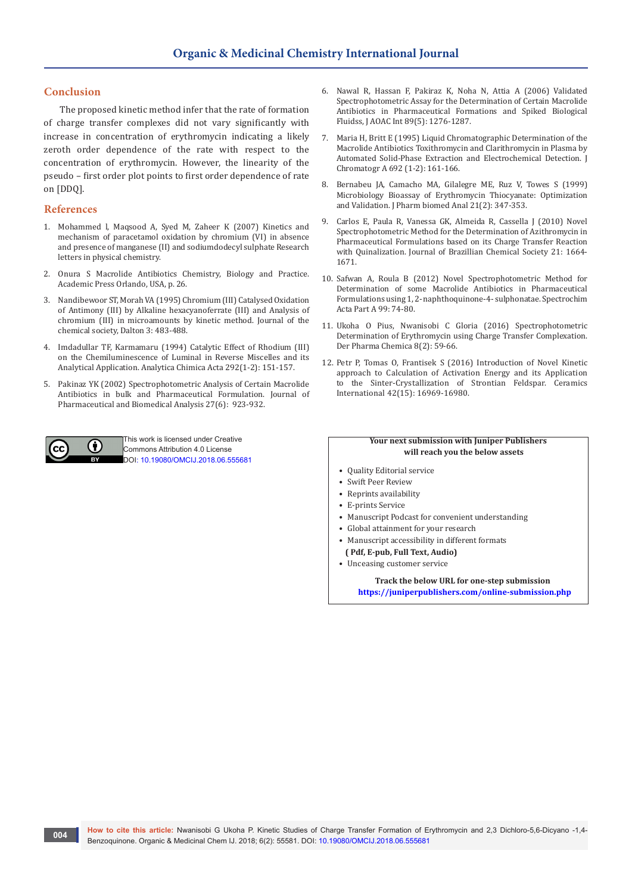## Conclusion

The proposed kinetic method infer that the rate of formation of charge transfer complexes did not vary significantly with increase in concentration of erythromycin indicating a likely zeroth order dependence of the rate with respect to the concentration of erythromycin. However, the linearity of the pseudo – first order plot points to first order dependence of rate on [DDQ].

## References

1. Mohammed l, Maqsood A, Syed M, Zaheer K (2007) Kinetics and mechanism of paracetamol oxidation by chromium (VI) in absence and presence of manganese (II) and sodiumdodecyl sulphate Research letters in physical chemistry.
2. Onura S Macrolide Antibiotics Chemistry, Biology and Practice. Academic Press Orlando, USA, p. 26.
3. Nandibewoor ST, Morah VA (1995) Chromium (III) Catalysed Oxidation of Antimony (III) by Alkaline hexacyanoferrate (III) and Analysis of chromium (III) in microamounts by kinetic method. Journal of the chemical society, Dalton 3: 483-488.
4. Imdadullar TF, Karmamaru (1994) Catalytic Effect of Rhodium (III) on the Chemiluminescence of Luminal in Reverse Miscelles and its Analytical Application. Analytica Chimica Acta 292(1-2): 151-157.
5. Pakinaz YK (2002) Spectrophotometric Analysis of Certain Macrolide Antibiotics in bulk and Pharmaceutical Formulation. Journal of Pharmaceutical and Biomedical Analysis 27(6): 923-932.
6. Nawal R, Hassan F, Pakiraz K, Noha N, Attia A (2006) Validated Spectrophotometric Assay for the Determination of Certain Macrolide Antibiotics in Pharmaceutical Formations and Spiked Biological Fluidss, J AOAC Int 89(5): 1276-1287.
7. Maria H, Britt E (1995) Liquid Chromatographic Determination of the Macrolide Antibiotics Toxithromycin and Clarithromycin in Plasma by Automated Solid-Phase Extraction and Electrochemical Detection. J Chromatogr A 692 (1-2): 161-166.
8. Bernabeu JA, Camacho MA, Gilalegre ME, Ruz V, Towes S (1999) Microbiology Bioassay of Erythromycin Thiocyanate: Optimization and Validation. J Pharm biomed Anal 21(2): 347-353.
9. Carlos E, Paula R, Vanessa GK, Almeida R, Cassella J (2010) Novel Spectrophotometric Method for the Determination of Azithromycin in Pharmaceutical Formulations based on its Charge Transfer Reaction with Quinalization. Journal of Brazillian Chemical Society 21: 1664-1671.
10. Safwan A, Roula B (2012) Novel Spectrophotometric Method for Determination of some Macrolide Antibiotics in Pharmaceutical Formulations using 1, 2-naphthoquinone-4- sulphonatae. Spectrochim Acta Part A 99: 74-80.
11. Ukoha O Pius, Nwanisobi C Gloria (2016) Spectrophotometric Determination of Erythromycin using Charge Transfer Complexation. Der Pharma Chemica 8(2): 59-66.
12. Petr P, Tomas O, Frantisek S (2016) Introduction of Novel Kinetic approach to Calculation of Activation Energy and its Application to the Sinter-Crystallization of Strontian Feldspar. Ceramics International 42(15): 16969-16980.

This work is licensed under Creative Commons Attribution 4.0 License
DOI: 10.19080/OMCIJ.2018.06.555681

**Your next submission with Juniper Publishers will reach you the below assets**

- Quality Editorial service
- Swift Peer Review
- Reprints availability
- E-prints Service
- Manuscript Podcast for convenient understanding
- Global attainment for your research
- Manuscript accessibility in different formats
  **( Pdf, E-pub, Full Text, Audio)**
- Unceasing customer service

**Track the below URL for one-step submission**
**https://juniperpublishers.com/online-submission.php**

**How to cite this article:** Nwanisobi G Ukoha P. Kinetic Studies of Charge Transfer Formation of Erythromycin and 2,3 Dichloro-5,6-Dicyano -1,4-Benzoquinone. Organic & Medicinal Chem IJ. 2018; 6(2): 55581. DOI: 10.19080/OMCIJ.2018.06.555681